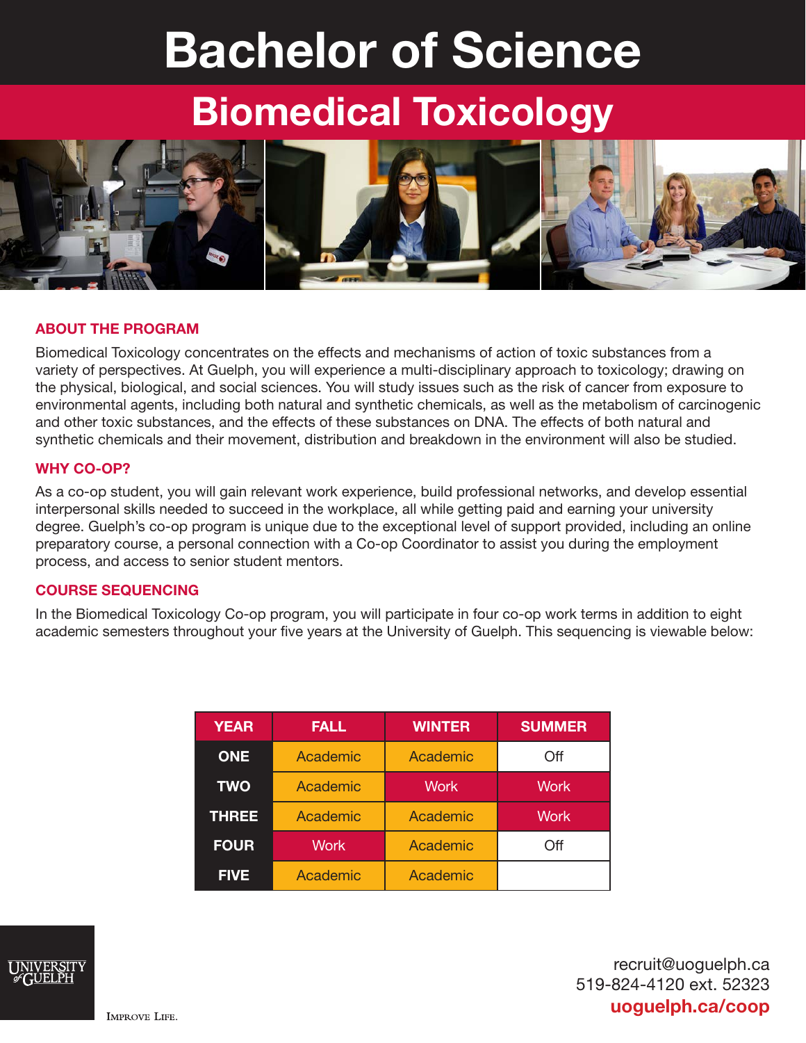# Bachelor of Science

## Biomedical Toxicology

### ABOUT THE PROGRAM

Biomedical Toxicology concentrates on the effects and mechanisms of action of toxic substances from a variety of perspectives. At Guelph, you will experience a multi-disciplinary approach to toxicology; drawing on the physical, biological, and social sciences. You will study issues such as the risk of cancer from exposure to environmental agents, including both natural and synthetic chemicals, as well as the metabolism of carcinogenic and other toxic substances, and the effects of these substances on DNA. The effects of both natural and synthetic chemicals and their movement, distribution and breakdown in the environment will also be studied.

### WHY CO-OP?

As a co-op student, you will gain relevant work experience, build professional networks, and develop essential interpersonal skills needed to succeed in the workplace, all while getting paid and earning your university degree. Guelph's co-op program is unique due to the exceptional level of support provided, including an online preparatory course, a personal connection with a Co-op Coordinator to assist you during the employment process, and access to senior student mentors.

### COURSE SEQUENCING

In the Biomedical Toxicology Co-op program, you will participate in four co-op work terms in addition to eight academic semesters throughout your five years at the University of Guelph. This sequencing is viewable below:

| YEAR | FALL | WINTER | SUMMER |
|---|---|---|---|
| ONE | Academic | Academic | Off |
| TWO | Academic | Work | Work |
| THREE | Academic | Academic | Work |
| FOUR | Work | Academic | Off |
| FIVE | Academic | Academic | |

UNIVERSITY of GUELPH

IMPROVE LIFE.

recruit@uoguelph.ca
519-824-4120 ext. 52323
**uoguelph.ca/coop**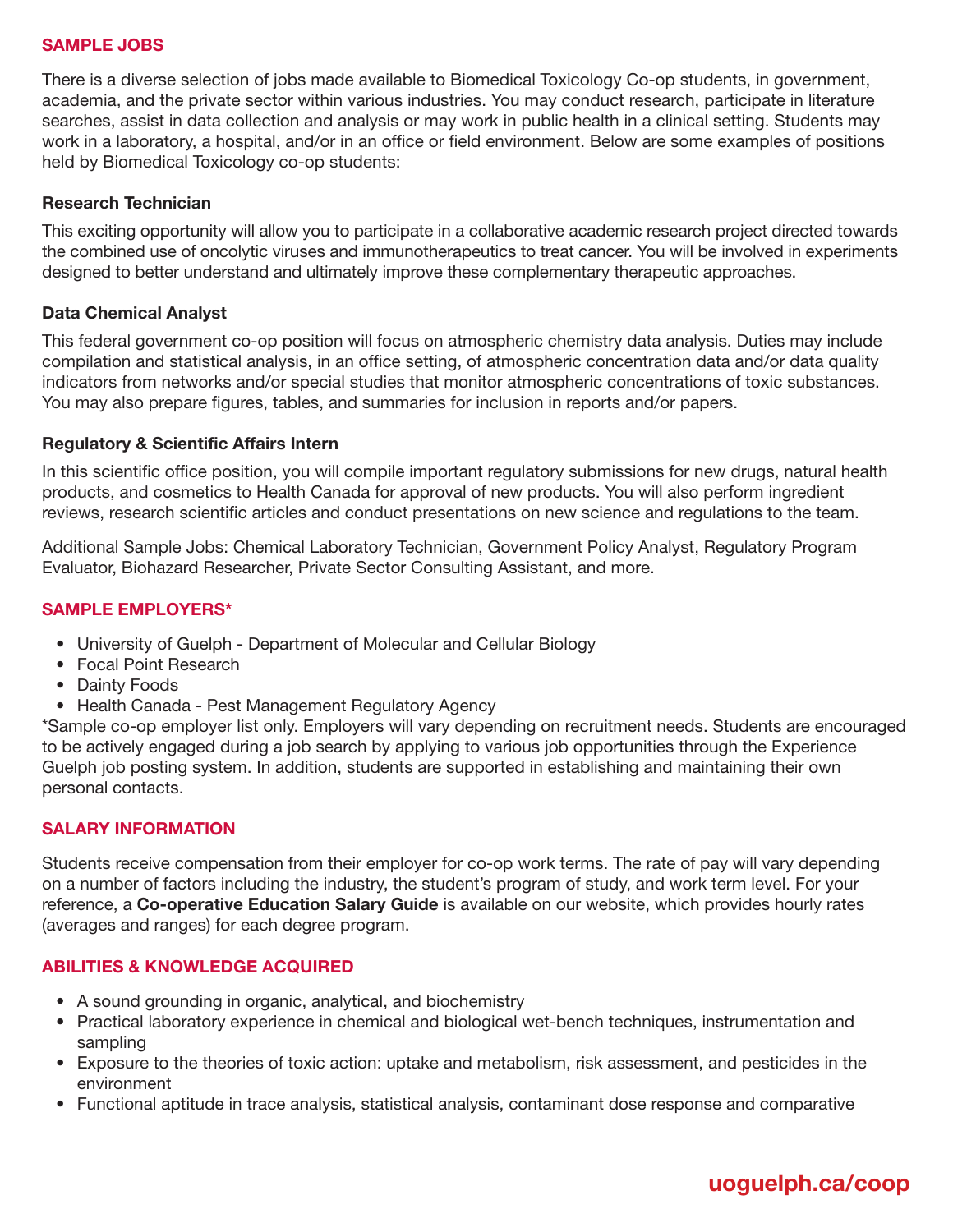## SAMPLE JOBS

There is a diverse selection of jobs made available to Biomedical Toxicology Co-op students, in government, academia, and the private sector within various industries. You may conduct research, participate in literature searches, assist in data collection and analysis or may work in public health in a clinical setting. Students may work in a laboratory, a hospital, and/or in an office or field environment. Below are some examples of positions held by Biomedical Toxicology co-op students:

### Research Technician

This exciting opportunity will allow you to participate in a collaborative academic research project directed towards the combined use of oncolytic viruses and immunotherapeutics to treat cancer. You will be involved in experiments designed to better understand and ultimately improve these complementary therapeutic approaches.

### Data Chemical Analyst

This federal government co-op position will focus on atmospheric chemistry data analysis. Duties may include compilation and statistical analysis, in an office setting, of atmospheric concentration data and/or data quality indicators from networks and/or special studies that monitor atmospheric concentrations of toxic substances. You may also prepare figures, tables, and summaries for inclusion in reports and/or papers.

### Regulatory & Scientific Affairs Intern

In this scientific office position, you will compile important regulatory submissions for new drugs, natural health products, and cosmetics to Health Canada for approval of new products. You will also perform ingredient reviews, research scientific articles and conduct presentations on new science and regulations to the team.

Additional Sample Jobs: Chemical Laboratory Technician, Government Policy Analyst, Regulatory Program Evaluator, Biohazard Researcher, Private Sector Consulting Assistant, and more.

## SAMPLE EMPLOYERS*

- University of Guelph - Department of Molecular and Cellular Biology
- Focal Point Research
- Dainty Foods
- Health Canada - Pest Management Regulatory Agency

*Sample co-op employer list only. Employers will vary depending on recruitment needs. Students are encouraged to be actively engaged during a job search by applying to various job opportunities through the Experience Guelph job posting system. In addition, students are supported in establishing and maintaining their own personal contacts.

## SALARY INFORMATION

Students receive compensation from their employer for co-op work terms. The rate of pay will vary depending on a number of factors including the industry, the student's program of study, and work term level. For your reference, a **Co-operative Education Salary Guide** is available on our website, which provides hourly rates (averages and ranges) for each degree program.

## ABILITIES & KNOWLEDGE ACQUIRED

- A sound grounding in organic, analytical, and biochemistry
- Practical laboratory experience in chemical and biological wet-bench techniques, instrumentation and sampling
- Exposure to the theories of toxic action: uptake and metabolism, risk assessment, and pesticides in the environment
- Functional aptitude in trace analysis, statistical analysis, contaminant dose response and comparative

uoguelph.ca/coop